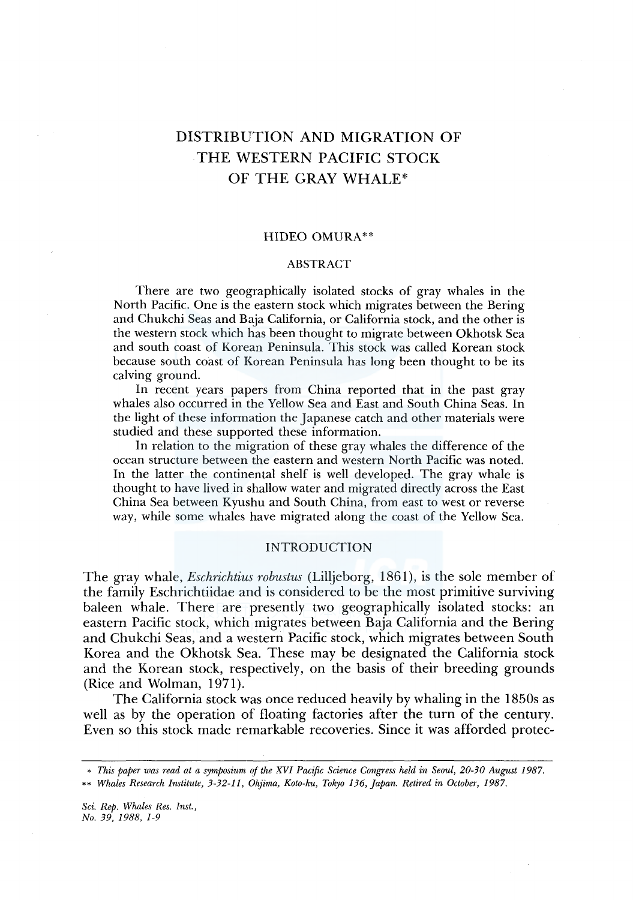# DISTRIBUTION AND MIGRATION OF THE WESTERN PACIFIC STOCK OF THE GRAY WHALE*

HIDEO OMURA**

## ABSTRACT

There are two geographically isolated stocks of gray whales in the North Pacific. One is the eastern stock which migrates between the Bering and Chukchi Seas and Baja California, or California stock, and the other is the western stock which has been thought to migrate between Okhotsk Sea and south coast of Korean Peninsula. This stock was called Korean stock because south coast of Korean Peninsula has long been thought to be its calving ground.

In recent years papers from China reported that in the past gray whales also occurred in the Yellow Sea and East and South China Seas. In the light of these information the Japanese catch and other materials were studied and these supported these information.

In relation to the migration of these gray whales the difference of the ocean structure between the eastern and western North Pacific was noted. In the latter the continental shelf is well developed. The gray whale is thought to have lived in shallow water and migrated directly across the East China Sea between Kyushu and South China, from east to west or reverse way, while some whales have migrated along the coast of the Yellow Sea.

## INTRODUCTION

The gray whale, *Eschrichtius robustus* (Lilljeborg, 1861), is the sole member of the family Eschrichtiidae and is considered to be the most primitive surviving baleen whale. There are presently two geographically isolated stocks: an eastern Pacific stock, which migrates between Baja California and the Bering and Chukchi Seas, and a western Pacific stock, which migrates between South Korea and the Okhotsk Sea. These may be designated the California stock and the Korean stock, respectively, on the basis of their breeding grounds (Rice and Wolman, 1971).

The California stock was once reduced heavily by whaling in the 1850s as well as by the operation of floating factories after the turn of the century. Even so this stock made remarkable recoveries. Since it was afforded protec-

---

\* *This paper was read at a symposium of the XVI Pacific Science Congress held in Seoul, 20-30 August 1987.*

\*\* *Whales Research Institute, 3-32-11, Ohjima, Koto-ku, Tokyo 136, Japan. Retired in October, 1987.*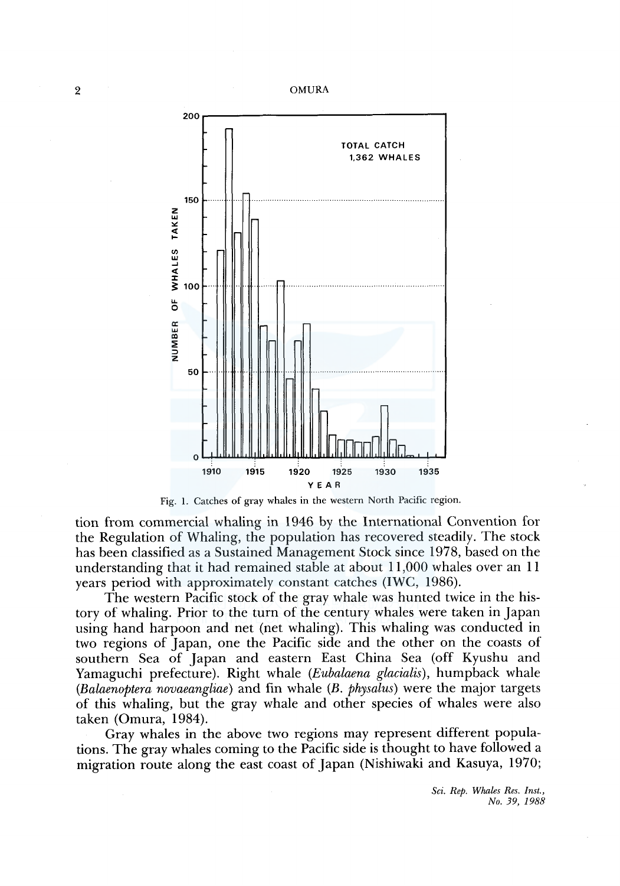Fig. 1. Catches of gray whales in the western North Pacific region.

tion from commercial whaling in 1946 by the International Convention for the Regulation of Whaling, the population has recovered steadily. The stock has been classified as a Sustained Management Stock since 1978, based on the understanding that it had remained stable at about 11,000 whales over an 11 years period with approximately constant catches (IWC, 1986).

The western Pacific stock of the gray whale was hunted twice in the history of whaling. Prior to the turn of the century whales were taken in Japan using hand harpoon and net (net whaling). This whaling was conducted in two regions of Japan, one the Pacific side and the other on the coasts of southern Sea of Japan and eastern East China Sea (off Kyushu and Yamaguchi prefecture). Right whale (*Eubalaena glacialis*), humpback whale (*Balaenoptera novaeangliae*) and fin whale (*B. physalus*) were the major targets of this whaling, but the gray whale and other species of whales were also taken (Omura, 1984).

Gray whales in the above two regions may represent different populations. The gray whales coming to the Pacific side is thought to have followed a migration route along the east coast of Japan (Nishiwaki and Kasuya, 1970;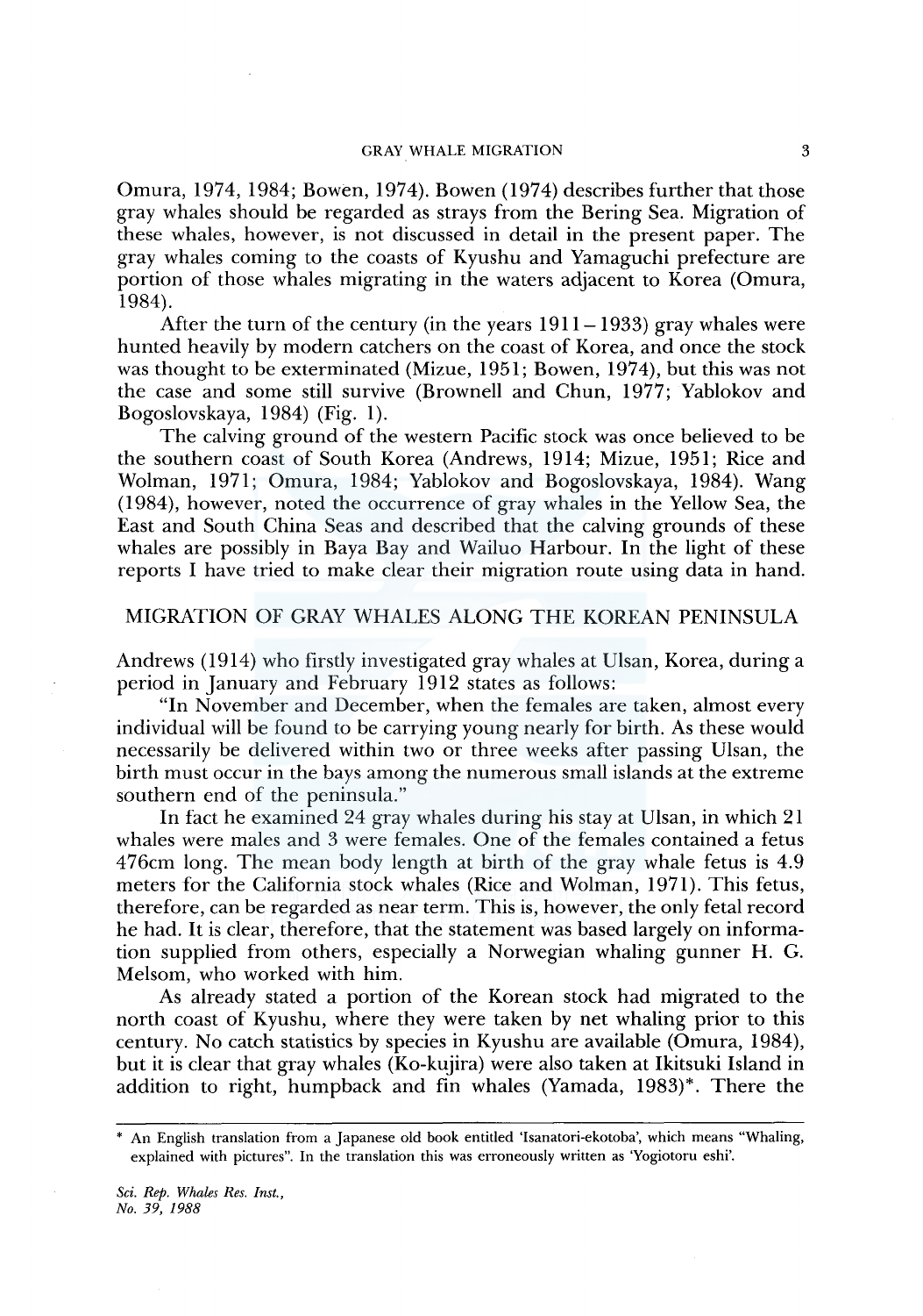Omura, 1974, 1984; Bowen, 1974). Bowen (1974) describes further that those gray whales should be regarded as strays from the Bering Sea. Migration of these whales, however, is not discussed in detail in the present paper. The gray whales coming to the coasts of Kyushu and Yamaguchi prefecture are portion of those whales migrating in the waters adjacent to Korea (Omura, 1984).

After the turn of the century (in the years 1911–1933) gray whales were hunted heavily by modern catchers on the coast of Korea, and once the stock was thought to be exterminated (Mizue, 1951; Bowen, 1974), but this was not the case and some still survive (Brownell and Chun, 1977; Yablokov and Bogoslovskaya, 1984) (Fig. 1).

The calving ground of the western Pacific stock was once believed to be the southern coast of South Korea (Andrews, 1914; Mizue, 1951; Rice and Wolman, 1971; Omura, 1984; Yablokov and Bogoslovskaya, 1984). Wang (1984), however, noted the occurrence of gray whales in the Yellow Sea, the East and South China Seas and described that the calving grounds of these whales are possibly in Baya Bay and Wailuo Harbour. In the light of these reports I have tried to make clear their migration route using data in hand.

## MIGRATION OF GRAY WHALES ALONG THE KOREAN PENINSULA

Andrews (1914) who firstly investigated gray whales at Ulsan, Korea, during a period in January and February 1912 states as follows:

"In November and December, when the females are taken, almost every individual will be found to be carrying young nearly for birth. As these would necessarily be delivered within two or three weeks after passing Ulsan, the birth must occur in the bays among the numerous small islands at the extreme southern end of the peninsula."

In fact he examined 24 gray whales during his stay at Ulsan, in which 21 whales were males and 3 were females. One of the females contained a fetus 476cm long. The mean body length at birth of the gray whale fetus is 4.9 meters for the California stock whales (Rice and Wolman, 1971). This fetus, therefore, can be regarded as near term. This is, however, the only fetal record he had. It is clear, therefore, that the statement was based largely on information supplied from others, especially a Norwegian whaling gunner H. G. Melsom, who worked with him.

As already stated a portion of the Korean stock had migrated to the north coast of Kyushu, where they were taken by net whaling prior to this century. No catch statistics by species in Kyushu are available (Omura, 1984), but it is clear that gray whales (Ko-kujira) were also taken at Ikitsuki Island in addition to right, humpback and fin whales (Yamada, 1983)*. There the

---

* An English translation from a Japanese old book entitled 'Isanatori-ekotoba', which means "Whaling, explained with pictures". In the translation this was erroneously written as 'Yogiotoru eshi'.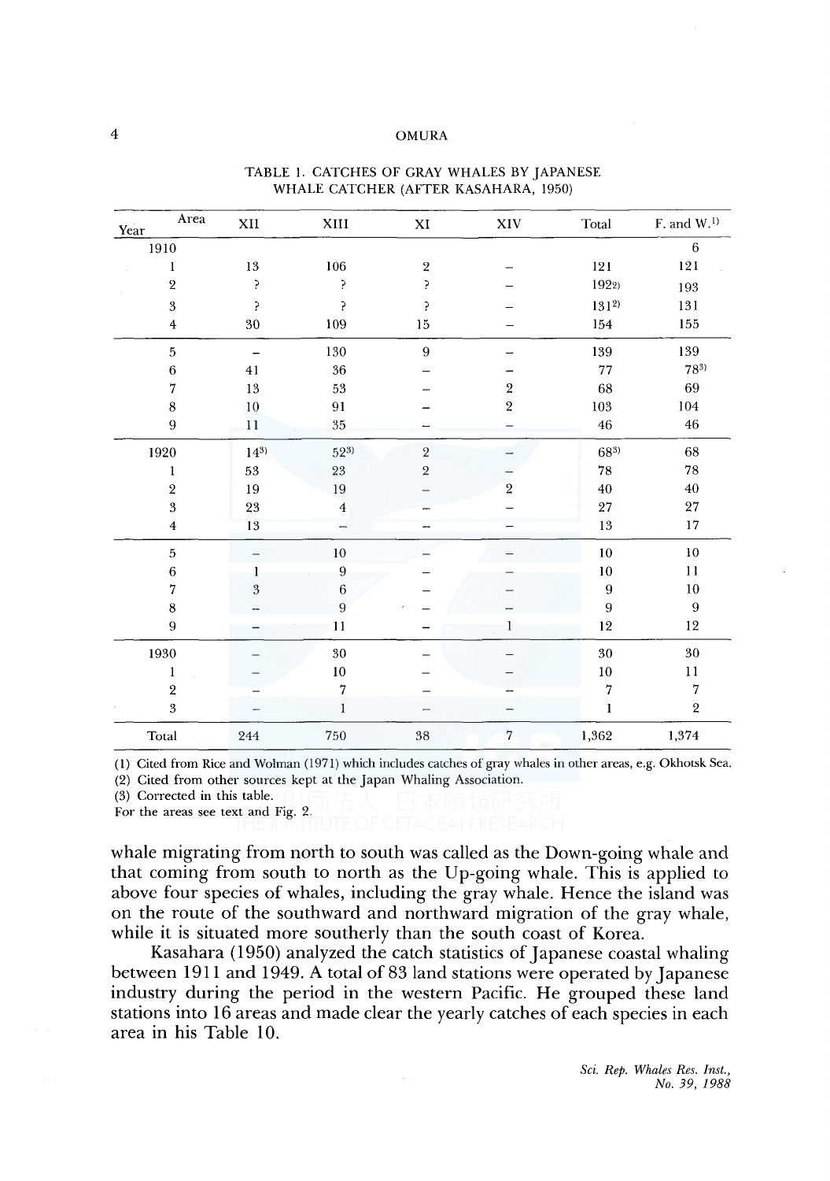TABLE 1. CATCHES OF GRAY WHALES BY JAPANESE WHALE CATCHER (AFTER KASAHARA, 1950)

| Year \ Area | XII | XIII | XI | XIV | Total | F. and W.[1] |
|---|---|---|---|---|---|---|
| 1910 | | | | | | 6 |
| 1 | 13 | 106 | 2 | – | 121 | 121 |
| 2 | ? | ? | ? | – | 192[2] | 193 |
| 3 | ? | ? | ? | – | 131[2] | 131 |
| 4 | 30 | 109 | 15 | – | 154 | 155 |
| 5 | – | 130 | 9 | – | 139 | 139 |
| 6 | 41 | 36 | – | – | 77 | 78[3] |
| 7 | 13 | 53 | – | 2 | 68 | 69 |
| 8 | 10 | 91 | – | 2 | 103 | 104 |
| 9 | 11 | 35 | – | – | 46 | 46 |
| 1920 | 14[3] | 52[3] | 2 | – | 68[3] | 68 |
| 1 | 53 | 23 | 2 | – | 78 | 78 |
| 2 | 19 | 19 | – | 2 | 40 | 40 |
| 3 | 23 | 4 | – | – | 27 | 27 |
| 4 | 13 | – | – | – | 13 | 17 |
| 5 | – | 10 | – | – | 10 | 10 |
| 6 | 1 | 9 | – | – | 10 | 11 |
| 7 | 3 | 6 | – | – | 9 | 10 |
| 8 | – | 9 | – | – | 9 | 9 |
| 9 | – | 11 | – | 1 | 12 | 12 |
| 1930 | – | 30 | – | – | 30 | 30 |
| 1 | – | 10 | – | – | 10 | 11 |
| 2 | – | 7 | – | – | 7 | 7 |
| 3 | – | 1 | – | – | 1 | 2 |
| Total | 244 | 750 | 38 | 7 | 1,362 | 1,374 |

(1) Cited from Rice and Wolman (1971) which includes catches of gray whales in other areas, e.g. Okhotsk Sea.
(2) Cited from other sources kept at the Japan Whaling Association.
(3) Corrected in this table.
For the areas see text and Fig. 2.

whale migrating from north to south was called as the Down-going whale and that coming from south to north as the Up-going whale. This is applied to above four species of whales, including the gray whale. Hence the island was on the route of the southward and northward migration of the gray whale, while it is situated more southerly than the south coast of Korea.

Kasahara (1950) analyzed the catch statistics of Japanese coastal whaling between 1911 and 1949. A total of 83 land stations were operated by Japanese industry during the period in the western Pacific. He grouped these land stations into 16 areas and made clear the yearly catches of each species in each area in his Table 10.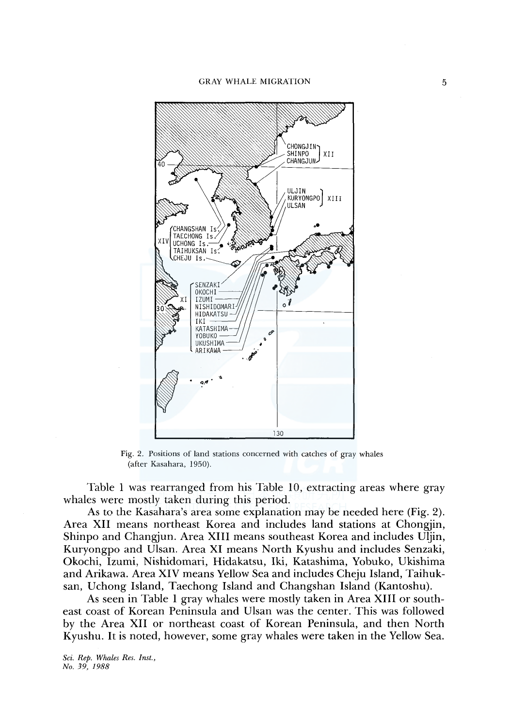Fig. 2. Positions of land stations concerned with catches of gray whales (after Kasahara, 1950).

Table 1 was rearranged from his Table 10, extracting areas where gray whales were mostly taken during this period.

As to the Kasahara's area some explanation may be needed here (Fig. 2). Area XII means northeast Korea and includes land stations at Chongjin, Shinpo and Changjun. Area XIII means southeast Korea and includes Uljin, Kuryongpo and Ulsan. Area XI means North Kyushu and includes Senzaki, Okochi, Izumi, Nishidomari, Hidakatsu, Iki, Katashima, Yobuko, Ukishima and Arikawa. Area XIV means Yellow Sea and includes Cheju Island, Taihuksan, Uchong Island, Taechong Island and Changshan Island (Kantoshu).

As seen in Table 1 gray whales were mostly taken in Area XIII or southeast coast of Korean Peninsula and Ulsan was the center. This was followed by the Area XII or northeast coast of Korean Peninsula, and then North Kyushu. It is noted, however, some gray whales were taken in the Yellow Sea.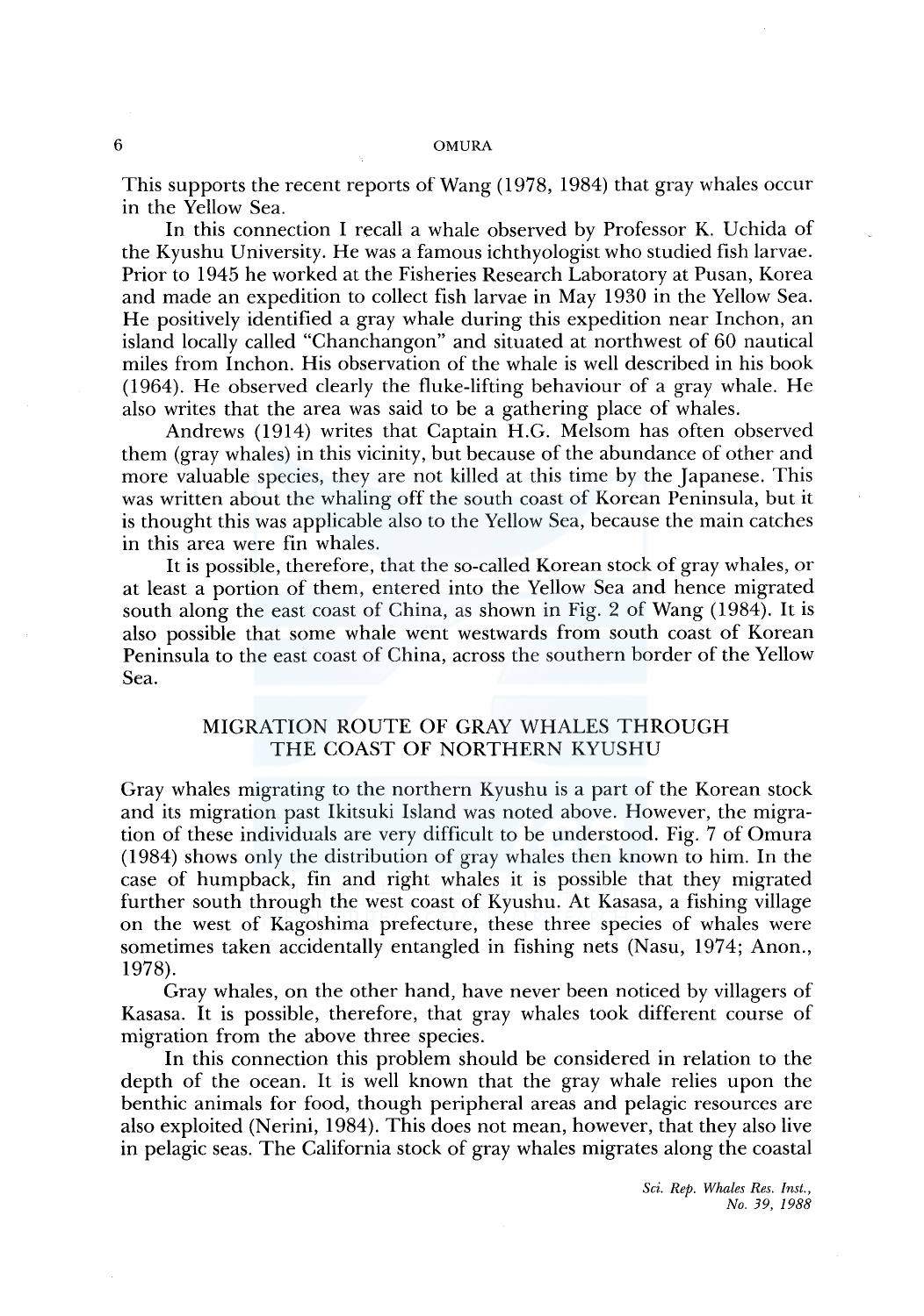This supports the recent reports of Wang (1978, 1984) that gray whales occur in the Yellow Sea.

In this connection I recall a whale observed by Professor K. Uchida of the Kyushu University. He was a famous ichthyologist who studied fish larvae. Prior to 1945 he worked at the Fisheries Research Laboratory at Pusan, Korea and made an expedition to collect fish larvae in May 1930 in the Yellow Sea. He positively identified a gray whale during this expedition near Inchon, an island locally called "Chanchangon" and situated at northwest of 60 nautical miles from Inchon. His observation of the whale is well described in his book (1964). He observed clearly the fluke-lifting behaviour of a gray whale. He also writes that the area was said to be a gathering place of whales.

Andrews (1914) writes that Captain H.G. Melsom has often observed them (gray whales) in this vicinity, but because of the abundance of other and more valuable species, they are not killed at this time by the Japanese. This was written about the whaling off the south coast of Korean Peninsula, but it is thought this was applicable also to the Yellow Sea, because the main catches in this area were fin whales.

It is possible, therefore, that the so-called Korean stock of gray whales, or at least a portion of them, entered into the Yellow Sea and hence migrated south along the east coast of China, as shown in Fig. 2 of Wang (1984). It is also possible that some whale went westwards from south coast of Korean Peninsula to the east coast of China, across the southern border of the Yellow Sea.

## MIGRATION ROUTE OF GRAY WHALES THROUGH THE COAST OF NORTHERN KYUSHU

Gray whales migrating to the northern Kyushu is a part of the Korean stock and its migration past Ikitsuki Island was noted above. However, the migration of these individuals are very difficult to be understood. Fig. 7 of Omura (1984) shows only the distribution of gray whales then known to him. In the case of humpback, fin and right whales it is possible that they migrated further south through the west coast of Kyushu. At Kasasa, a fishing village on the west of Kagoshima prefecture, these three species of whales were sometimes taken accidentally entangled in fishing nets (Nasu, 1974; Anon., 1978).

Gray whales, on the other hand, have never been noticed by villagers of Kasasa. It is possible, therefore, that gray whales took different course of migration from the above three species.

In this connection this problem should be considered in relation to the depth of the ocean. It is well known that the gray whale relies upon the benthic animals for food, though peripheral areas and pelagic resources are also exploited (Nerini, 1984). This does not mean, however, that they also live in pelagic seas. The California stock of gray whales migrates along the coastal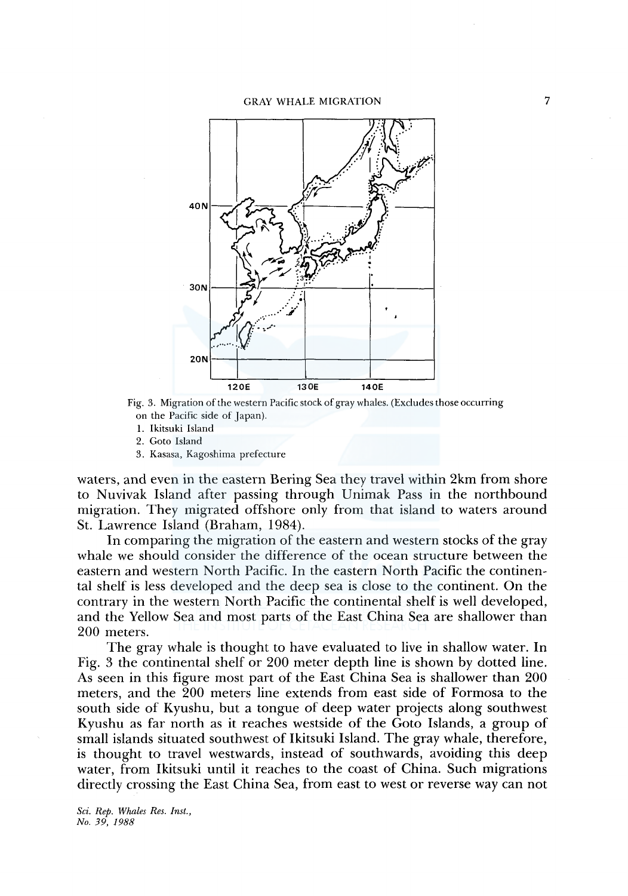Fig. 3. Migration of the western Pacific stock of gray whales. (Excludes those occurring on the Pacific side of Japan).

1. Ikitsuki Island
2. Goto Island
3. Kasasa, Kagoshima prefecture

waters, and even in the eastern Bering Sea they travel within 2km from shore to Nuvivak Island after passing through Unimak Pass in the northbound migration. They migrated offshore only from that island to waters around St. Lawrence Island (Braham, 1984).

In comparing the migration of the eastern and western stocks of the gray whale we should consider the difference of the ocean structure between the eastern and western North Pacific. In the eastern North Pacific the continental shelf is less developed and the deep sea is close to the continent. On the contrary in the western North Pacific the continental shelf is well developed, and the Yellow Sea and most parts of the East China Sea are shallower than 200 meters.

The gray whale is thought to have evaluated to live in shallow water. In Fig. 3 the continental shelf or 200 meter depth line is shown by dotted line. As seen in this figure most part of the East China Sea is shallower than 200 meters, and the 200 meters line extends from east side of Formosa to the south side of Kyushu, but a tongue of deep water projects along southwest Kyushu as far north as it reaches westside of the Goto Islands, a group of small islands situated southwest of Ikitsuki Island. The gray whale, therefore, is thought to travel westwards, instead of southwards, avoiding this deep water, from Ikitsuki until it reaches to the coast of China. Such migrations directly crossing the East China Sea, from east to west or reverse way can not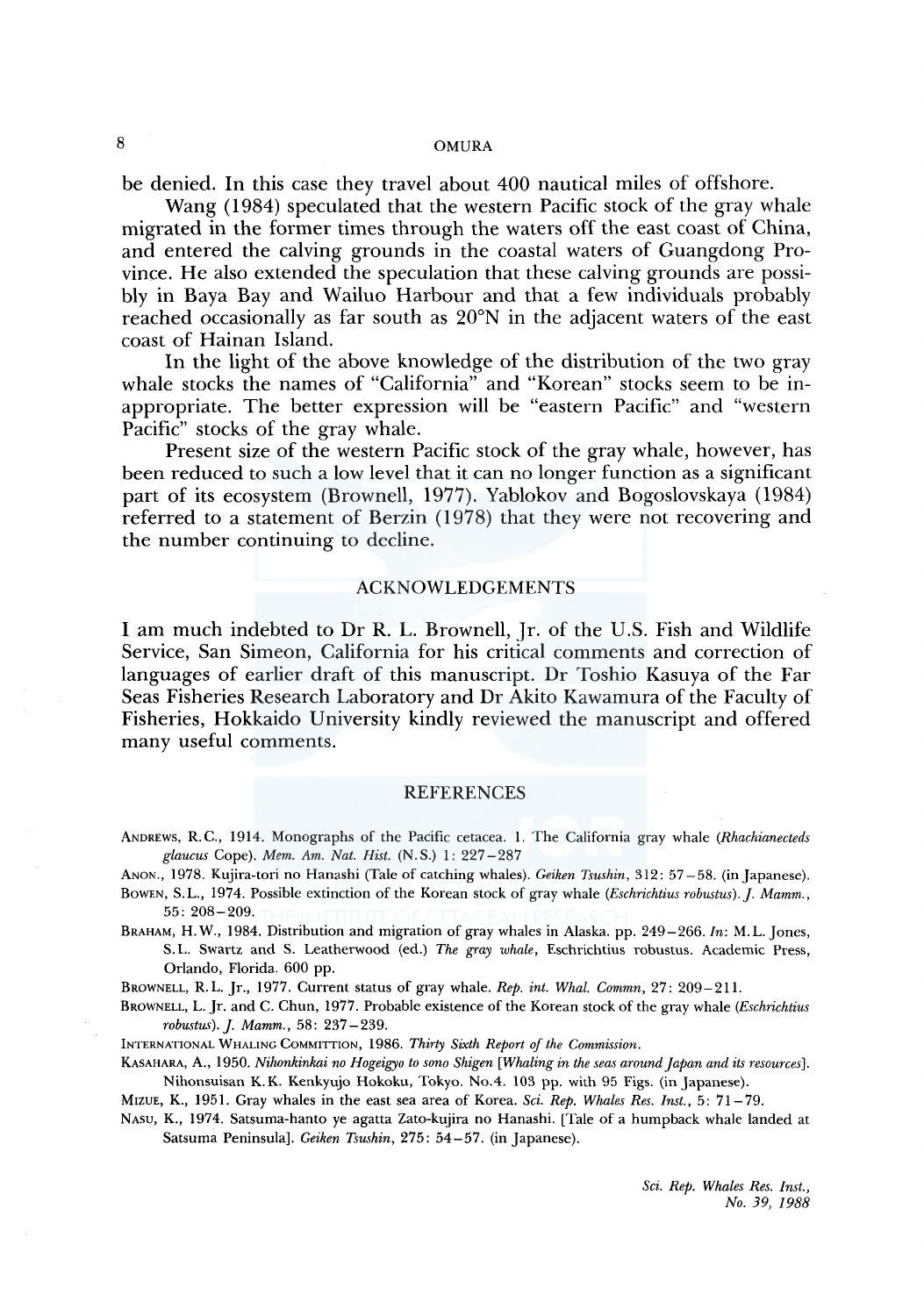be denied. In this case they travel about 400 nautical miles of offshore.

Wang (1984) speculated that the western Pacific stock of the gray whale migrated in the former times through the waters off the east coast of China, and entered the calving grounds in the coastal waters of Guangdong Province. He also extended the speculation that these calving grounds are possibly in Baya Bay and Wailuo Harbour and that a few individuals probably reached occasionally as far south as 20°N in the adjacent waters of the east coast of Hainan Island.

In the light of the above knowledge of the distribution of the two gray whale stocks the names of "California" and "Korean" stocks seem to be inappropriate. The better expression will be "eastern Pacific" and "western Pacific" stocks of the gray whale.

Present size of the western Pacific stock of the gray whale, however, has been reduced to such a low level that it can no longer function as a significant part of its ecosystem (Brownell, 1977). Yablokov and Bogoslovskaya (1984) referred to a statement of Berzin (1978) that they were not recovering and the number continuing to decline.

## ACKNOWLEDGEMENTS

I am much indebted to Dr R. L. Brownell, Jr. of the U.S. Fish and Wildlife Service, San Simeon, California for his critical comments and correction of languages of earlier draft of this manuscript. Dr Toshio Kasuya of the Far Seas Fisheries Research Laboratory and Dr Akito Kawamura of the Faculty of Fisheries, Hokkaido University kindly reviewed the manuscript and offered many useful comments.

## REFERENCES

ANDREWS, R.C., 1914. Monographs of the Pacific cetacea. 1. The California gray whale (*Rhachianecteds glaucus* Cope). *Mem. Am. Nat. Hist.* (N.S.) 1: 227–287

ANON., 1978. Kujira-tori no Hanashi (Tale of catching whales). *Geiken Tsushin*, 312: 57–58. (in Japanese).

BOWEN, S.L., 1974. Possible extinction of the Korean stock of gray whale (*Eschrichtius robustus*). *J. Mamm.*, 55: 208–209.

BRAHAM, H.W., 1984. Distribution and migration of gray whales in Alaska. pp. 249–266. *In*: M.L. Jones, S.L. Swartz and S. Leatherwood (ed.) *The gray whale*, Eschrichtius robustus. Academic Press, Orlando, Florida. 600 pp.

BROWNELL, R.L. Jr., 1977. Current status of gray whale. *Rep. int. Whal. Commn*, 27: 209–211.

BROWNELL, L. Jr. and C. Chun, 1977. Probable existence of the Korean stock of the gray whale (*Eschrichtius robustus*). *J. Mamm.*, 58: 237–239.

INTERNATIONAL WHALING COMMITTION, 1986. *Thirty Sixth Report of the Commission*.

KASAHARA, A., 1950. *Nihonkinkai no Hogeigyo to sono Shigen* [*Whaling in the seas around Japan and its resources*]. Nihonsuisan K.K. Kenkyujo Hokoku, Tokyo. No.4. 103 pp. with 95 Figs. (in Japanese).

MIZUE, K., 1951. Gray whales in the east sea area of Korea. *Sci. Rep. Whales Res. Inst.*, 5: 71–79.

NASU, K., 1974. Satsuma-hanto ye agatta Zato-kujira no Hanashi. [Tale of a humpback whale landed at Satsuma Peninsula]. *Geiken Tsushin*, 275: 54–57. (in Japanese).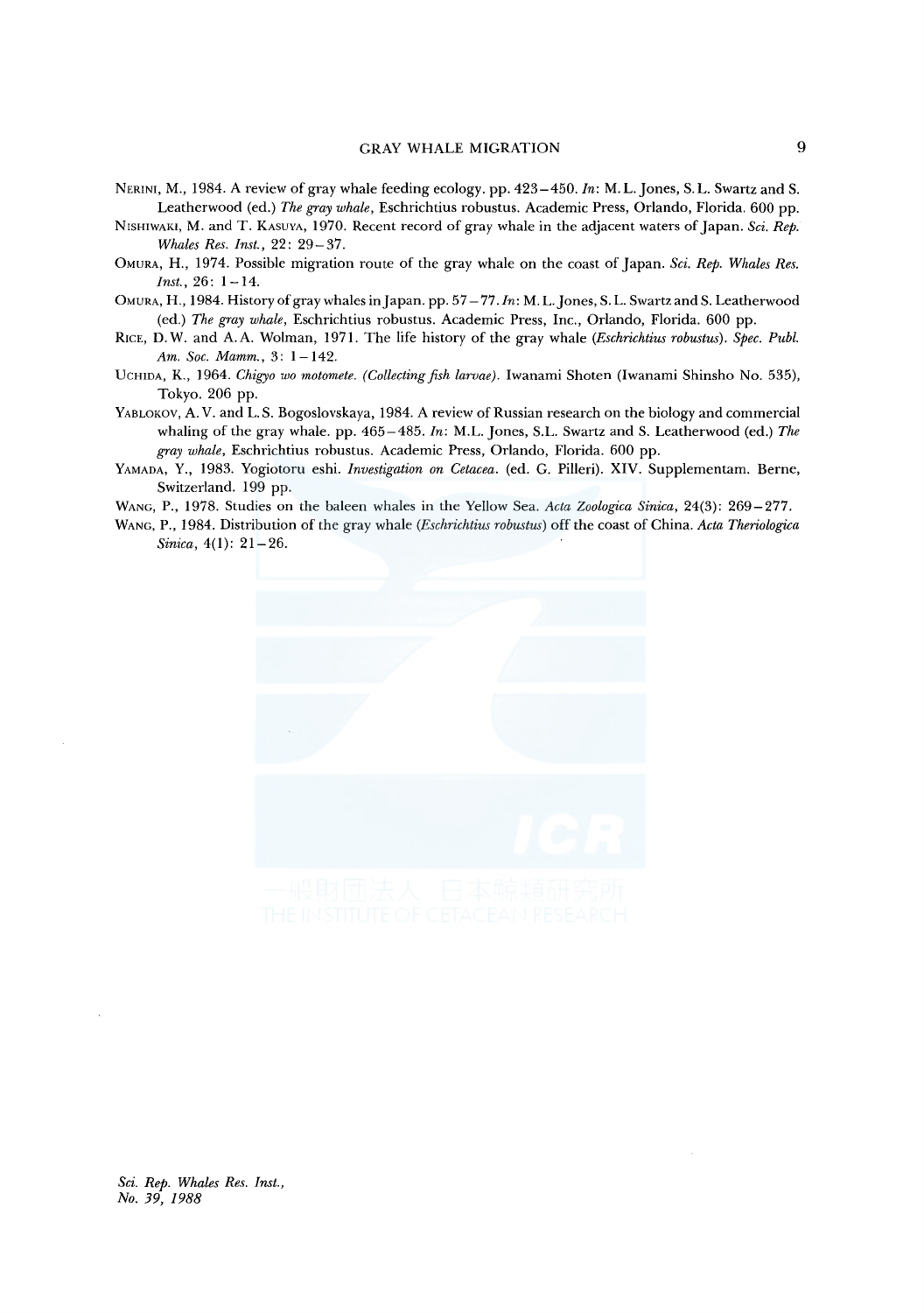Nerini, M., 1984. A review of gray whale feeding ecology. pp. 423–450. *In*: M. L. Jones, S. L. Swartz and S. Leatherwood (ed.) *The gray whale*, Eschrichtius robustus. Academic Press, Orlando, Florida. 600 pp.

Nishiwaki, M. and T. Kasuya, 1970. Recent record of gray whale in the adjacent waters of Japan. *Sci. Rep. Whales Res. Inst.*, 22: 29–37.

Omura, H., 1974. Possible migration route of the gray whale on the coast of Japan. *Sci. Rep. Whales Res. Inst.*, 26: 1–14.

Omura, H., 1984. History of gray whales in Japan. pp. 57–77. *In*: M. L. Jones, S. L. Swartz and S. Leatherwood (ed.) *The gray whale*, Eschrichtius robustus. Academic Press, Inc., Orlando, Florida. 600 pp.

Rice, D. W. and A. A. Wolman, 1971. The life history of the gray whale (*Eschrichtius robustus*). *Spec. Publ. Am. Soc. Mamm.*, 3: 1–142.

Uchida, K., 1964. *Chigyo wo motomete. (Collecting fish larvae)*. Iwanami Shoten (Iwanami Shinsho No. 535), Tokyo. 206 pp.

Yablokov, A. V. and L. S. Bogoslovskaya, 1984. A review of Russian research on the biology and commercial whaling of the gray whale. pp. 465–485. *In*: M.L. Jones, S.L. Swartz and S. Leatherwood (ed.) *The gray whale*, Eschrichtius robustus. Academic Press, Orlando, Florida. 600 pp.

Yamada, Y., 1983. Yogiotoru eshi. *Investigation on Cetacea*. (ed. G. Pilleri). XIV. Supplementam. Berne, Switzerland. 199 pp.

Wang, P., 1978. Studies on the baleen whales in the Yellow Sea. *Acta Zoologica Sinica*, 24(3): 269–277.

Wang, P., 1984. Distribution of the gray whale (*Eschrichtius robustus*) off the coast of China. *Acta Theriologica Sinica*, 4(1): 21–26.